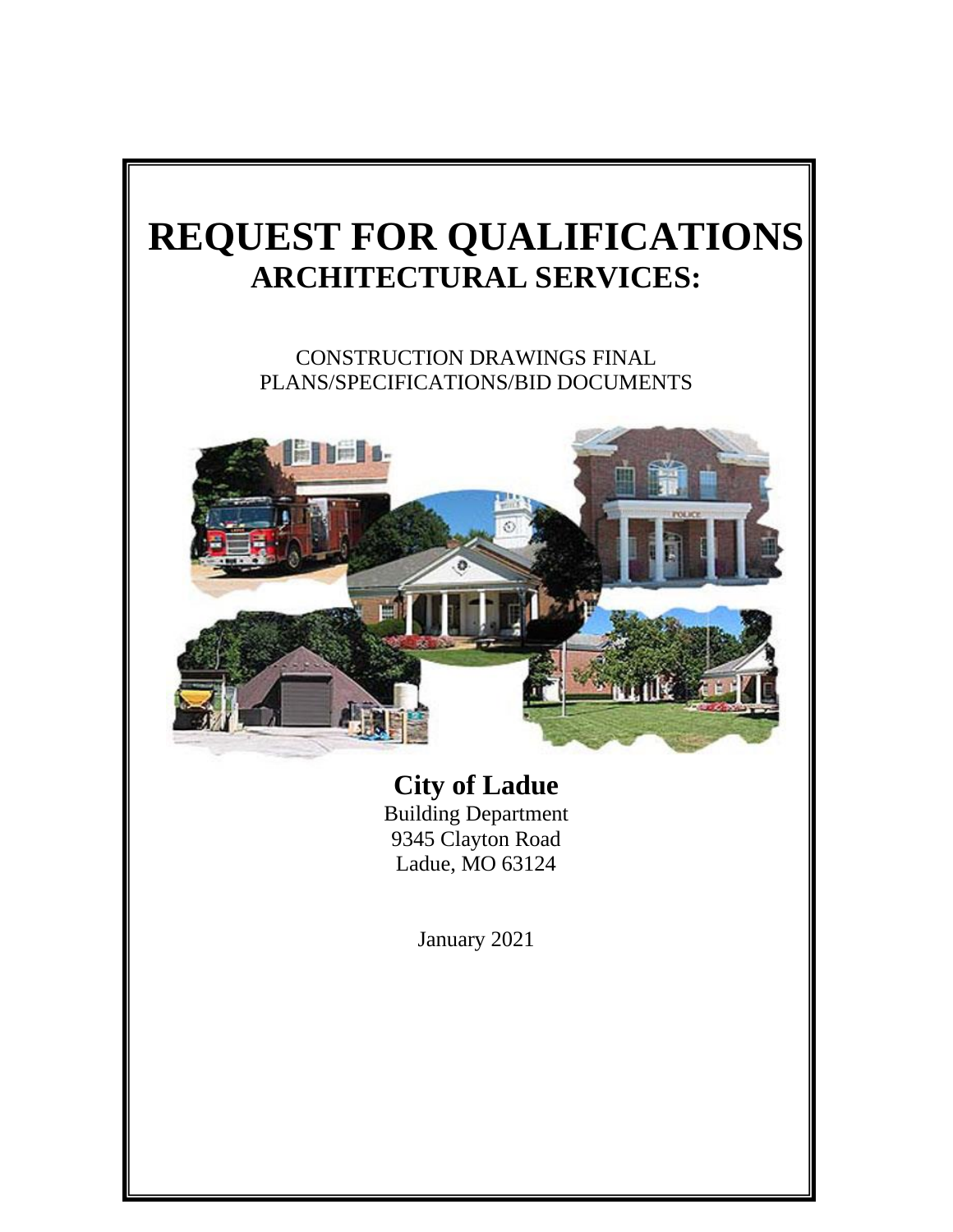# REQUEST FOR QUALIFICATIONS

## ARCHITECTURAL SERVICES:

CONSTRUCTION DRAWINGS FINAL
PLANS/SPECIFICATIONS/BID DOCUMENTS

**City of Ladue**

Building Department
9345 Clayton Road
Ladue, MO 63124

January 2021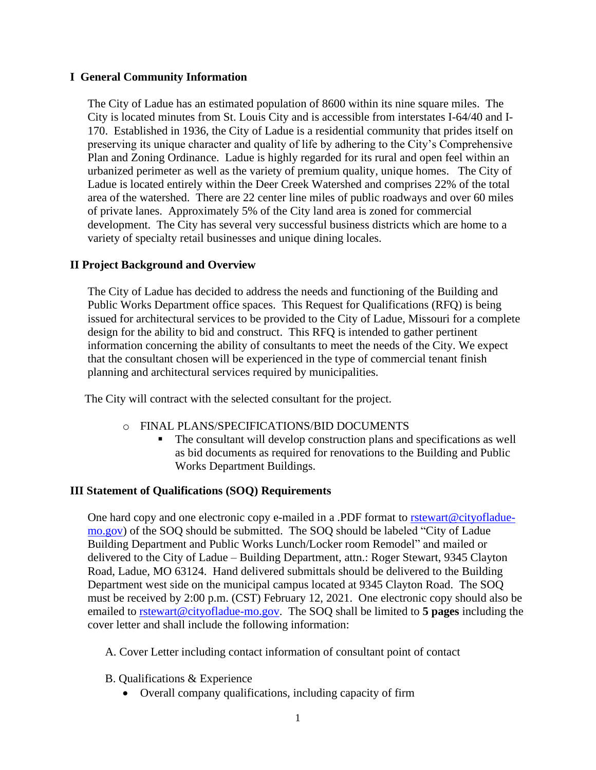## I General Community Information

The City of Ladue has an estimated population of 8600 within its nine square miles. The City is located minutes from St. Louis City and is accessible from interstates I-64/40 and I-170. Established in 1936, the City of Ladue is a residential community that prides itself on preserving its unique character and quality of life by adhering to the City's Comprehensive Plan and Zoning Ordinance. Ladue is highly regarded for its rural and open feel within an urbanized perimeter as well as the variety of premium quality, unique homes. The City of Ladue is located entirely within the Deer Creek Watershed and comprises 22% of the total area of the watershed. There are 22 center line miles of public roadways and over 60 miles of private lanes. Approximately 5% of the City land area is zoned for commercial development. The City has several very successful business districts which are home to a variety of specialty retail businesses and unique dining locales.

## II Project Background and Overview

The City of Ladue has decided to address the needs and functioning of the Building and Public Works Department office spaces. This Request for Qualifications (RFQ) is being issued for architectural services to be provided to the City of Ladue, Missouri for a complete design for the ability to bid and construct. This RFQ is intended to gather pertinent information concerning the ability of consultants to meet the needs of the City. We expect that the consultant chosen will be experienced in the type of commercial tenant finish planning and architectural services required by municipalities.

The City will contract with the selected consultant for the project.

- FINAL PLANS/SPECIFICATIONS/BID DOCUMENTS
  - The consultant will develop construction plans and specifications as well as bid documents as required for renovations to the Building and Public Works Department Buildings.

## III Statement of Qualifications (SOQ) Requirements

One hard copy and one electronic copy e-mailed in a .PDF format to rstewart@cityofladue-mo.gov) of the SOQ should be submitted. The SOQ should be labeled "City of Ladue Building Department and Public Works Lunch/Locker room Remodel" and mailed or delivered to the City of Ladue – Building Department, attn.: Roger Stewart, 9345 Clayton Road, Ladue, MO 63124. Hand delivered submittals should be delivered to the Building Department west side on the municipal campus located at 9345 Clayton Road. The SOQ must be received by 2:00 p.m. (CST) February 12, 2021. One electronic copy should also be emailed to rstewart@cityofladue-mo.gov. The SOQ shall be limited to **5 pages** including the cover letter and shall include the following information:

A. Cover Letter including contact information of consultant point of contact

B. Qualifications & Experience

- Overall company qualifications, including capacity of firm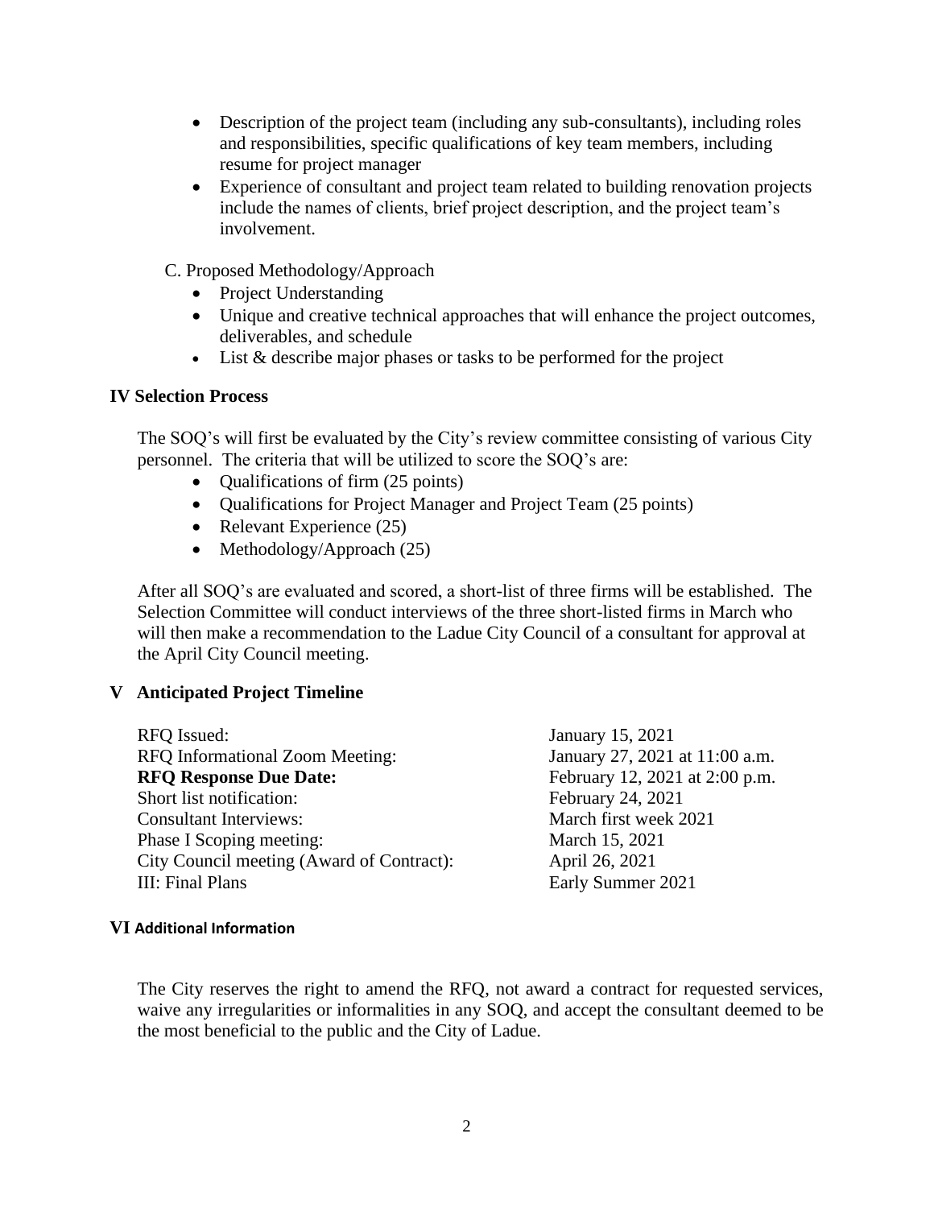- Description of the project team (including any sub-consultants), including roles and responsibilities, specific qualifications of key team members, including resume for project manager
- Experience of consultant and project team related to building renovation projects include the names of clients, brief project description, and the project team's involvement.

C. Proposed Methodology/Approach

- Project Understanding
- Unique and creative technical approaches that will enhance the project outcomes, deliverables, and schedule
- List & describe major phases or tasks to be performed for the project

## IV Selection Process

The SOQ's will first be evaluated by the City's review committee consisting of various City personnel. The criteria that will be utilized to score the SOQ's are:

- Qualifications of firm (25 points)
- Qualifications for Project Manager and Project Team (25 points)
- Relevant Experience (25)
- Methodology/Approach (25)

After all SOQ's are evaluated and scored, a short-list of three firms will be established. The Selection Committee will conduct interviews of the three short-listed firms in March who will then make a recommendation to the Ladue City Council of a consultant for approval at the April City Council meeting.

## V Anticipated Project Timeline

| | |
|---|---|
| RFQ Issued: | January 15, 2021 |
| RFQ Informational Zoom Meeting: | January 27, 2021 at 11:00 a.m. |
| **RFQ Response Due Date:** | February 12, 2021 at 2:00 p.m. |
| Short list notification: | February 24, 2021 |
| Consultant Interviews: | March first week 2021 |
| Phase I Scoping meeting: | March 15, 2021 |
| City Council meeting (Award of Contract): | April 26, 2021 |
| III: Final Plans | Early Summer 2021 |

## VI Additional Information

The City reserves the right to amend the RFQ, not award a contract for requested services, waive any irregularities or informalities in any SOQ, and accept the consultant deemed to be the most beneficial to the public and the City of Ladue.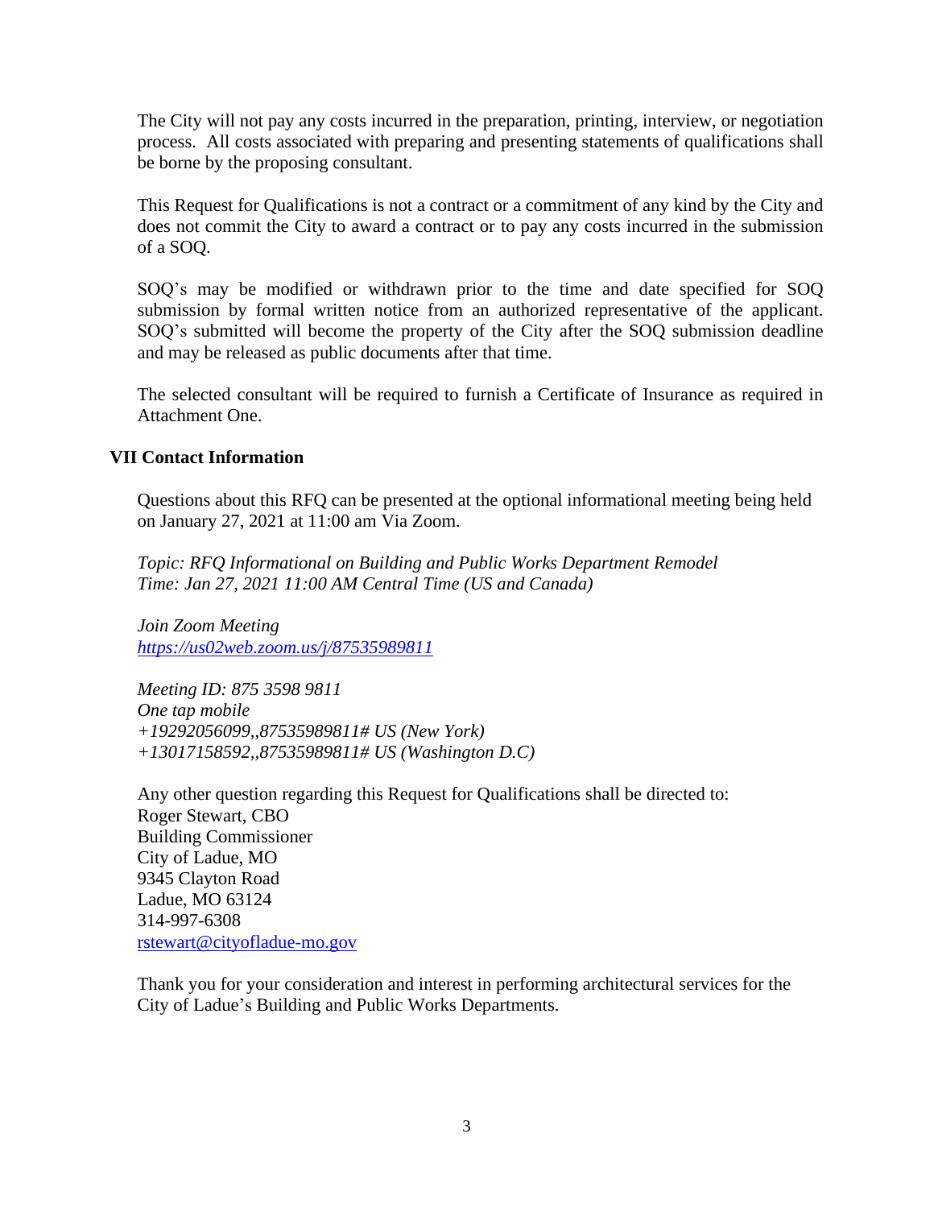The City will not pay any costs incurred in the preparation, printing, interview, or negotiation process. All costs associated with preparing and presenting statements of qualifications shall be borne by the proposing consultant.

This Request for Qualifications is not a contract or a commitment of any kind by the City and does not commit the City to award a contract or to pay any costs incurred in the submission of a SOQ.

SOQ's may be modified or withdrawn prior to the time and date specified for SOQ submission by formal written notice from an authorized representative of the applicant. SOQ's submitted will become the property of the City after the SOQ submission deadline and may be released as public documents after that time.

The selected consultant will be required to furnish a Certificate of Insurance as required in Attachment One.

## VII Contact Information

Questions about this RFQ can be presented at the optional informational meeting being held on January 27, 2021 at 11:00 am Via Zoom.

*Topic: RFQ Informational on Building and Public Works Department Remodel*
*Time: Jan 27, 2021 11:00 AM Central Time (US and Canada)*

*Join Zoom Meeting*
*https://us02web.zoom.us/j/87535989811*

*Meeting ID: 875 3598 9811*
*One tap mobile*
*+19292056099,,87535989811# US (New York)*
*+13017158592,,87535989811# US (Washington D.C)*

Any other question regarding this Request for Qualifications shall be directed to:
Roger Stewart, CBO
Building Commissioner
City of Ladue, MO
9345 Clayton Road
Ladue, MO 63124
314-997-6308
rstewart@cityofladue-mo.gov

Thank you for your consideration and interest in performing architectural services for the City of Ladue's Building and Public Works Departments.